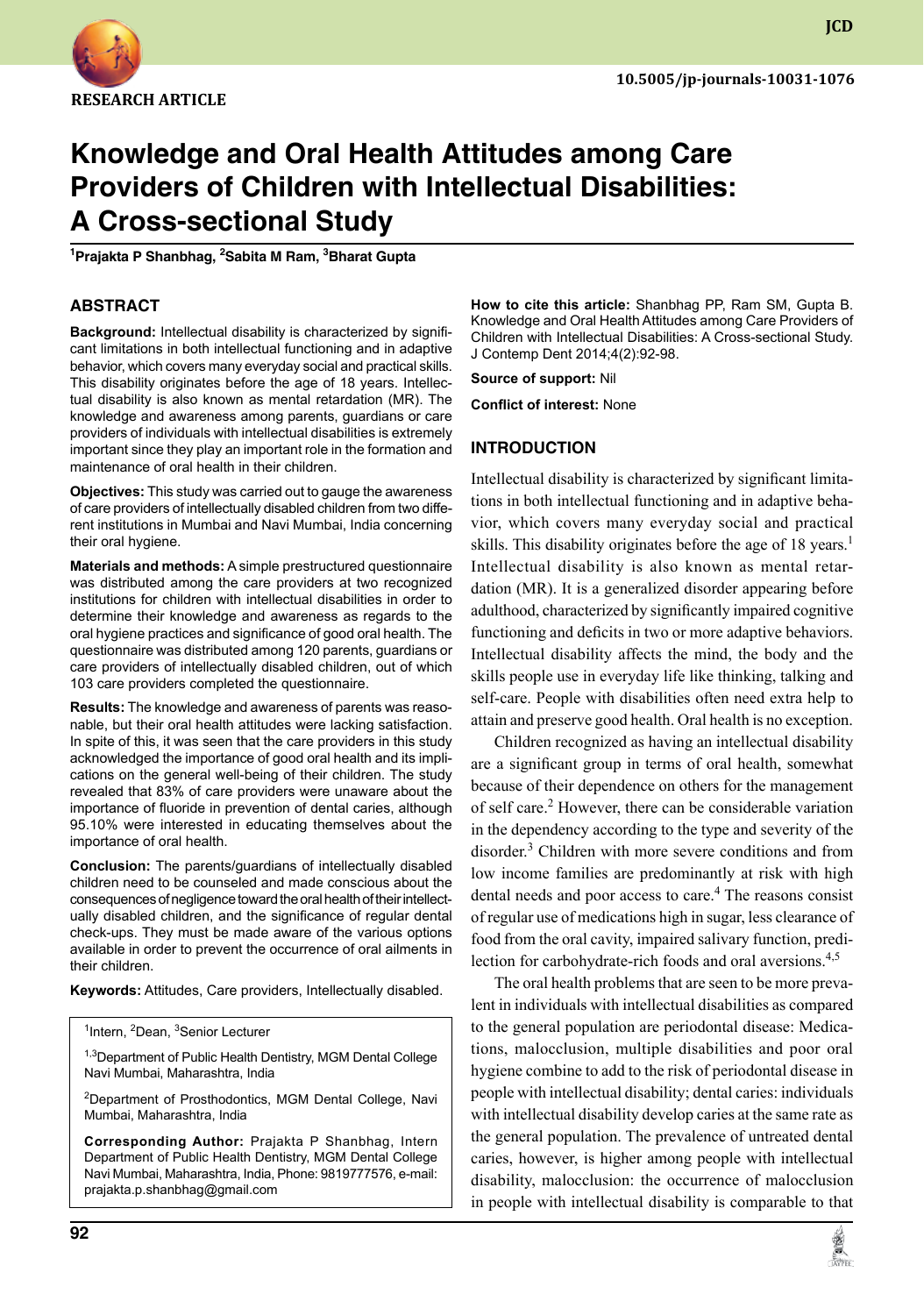RESEARCH ARTICLE

# Knowledge and Oral Health Attitudes among Care Providers of Children with Intellectual Disabilities: A Cross-sectional Study

[1]Prajakta P Shanbhag, [2]Sabita M Ram, [3]Bharat Gupta

## ABSTRACT

**Background:** Intellectual disability is characterized by significant limitations in both intellectual functioning and in adaptive behavior, which covers many everyday social and practical skills. This disability originates before the age of 18 years. Intellectual disability is also known as mental retardation (MR). The knowledge and awareness among parents, guardians or care providers of individuals with intellectual disabilities is extremely important since they play an important role in the formation and maintenance of oral health in their children.

**Objectives:** This study was carried out to gauge the awareness of care providers of intellectually disabled children from two different institutions in Mumbai and Navi Mumbai, India concerning their oral hygiene.

**Materials and methods:** A simple prestructured questionnaire was distributed among the care providers at two recognized institutions for children with intellectual disabilities in order to determine their knowledge and awareness as regards to the oral hygiene practices and significance of good oral health. The questionnaire was distributed among 120 parents, guardians or care providers of intellectually disabled children, out of which 103 care providers completed the questionnaire.

**Results:** The knowledge and awareness of parents was reasonable, but their oral health attitudes were lacking satisfaction. In spite of this, it was seen that the care providers in this study acknowledged the importance of good oral health and its implications on the general well-being of their children. The study revealed that 83% of care providers were unaware about the importance of fluoride in prevention of dental caries, although 95.10% were interested in educating themselves about the importance of oral health.

**Conclusion:** The parents/guardians of intellectually disabled children need to be counseled and made conscious about the consequences of negligence toward the oral health of their intellectually disabled children, and the significance of regular dental check-ups. They must be made aware of the various options available in order to prevent the occurrence of oral ailments in their children.

**Keywords:** Attitudes, Care providers, Intellectually disabled.

[1]Intern, [2]Dean, [3]Senior Lecturer

[1,3]Department of Public Health Dentistry, MGM Dental College Navi Mumbai, Maharashtra, India

[2]Department of Prosthodontics, MGM Dental College, Navi Mumbai, Maharashtra, India

**Corresponding Author:** Prajakta P Shanbhag, Intern Department of Public Health Dentistry, MGM Dental College Navi Mumbai, Maharashtra, India, Phone: 9819777576, e-mail: prajakta.p.shanbhag@gmail.com

**How to cite this article:** Shanbhag PP, Ram SM, Gupta B. Knowledge and Oral Health Attitudes among Care Providers of Children with Intellectual Disabilities: A Cross-sectional Study. J Contemp Dent 2014;4(2):92-98.

**Source of support:** Nil

**Conflict of interest:** None

## INTRODUCTION

Intellectual disability is characterized by significant limitations in both intellectual functioning and in adaptive behavior, which covers many everyday social and practical skills. This disability originates before the age of 18 years.[1] Intellectual disability is also known as mental retardation (MR). It is a generalized disorder appearing before adulthood, characterized by significantly impaired cognitive functioning and deficits in two or more adaptive behaviors. Intellectual disability affects the mind, the body and the skills people use in everyday life like thinking, talking and self-care. People with disabilities often need extra help to attain and preserve good health. Oral health is no exception.

Children recognized as having an intellectual disability are a significant group in terms of oral health, somewhat because of their dependence on others for the management of self care.[2] However, there can be considerable variation in the dependency according to the type and severity of the disorder.[3] Children with more severe conditions and from low income families are predominantly at risk with high dental needs and poor access to care.[4] The reasons consist of regular use of medications high in sugar, less clearance of food from the oral cavity, impaired salivary function, predilection for carbohydrate-rich foods and oral aversions.[4,5]

The oral health problems that are seen to be more prevalent in individuals with intellectual disabilities as compared to the general population are periodontal disease: Medications, malocclusion, multiple disabilities and poor oral hygiene combine to add to the risk of periodontal disease in people with intellectual disability; dental caries: individuals with intellectual disability develop caries at the same rate as the general population. The prevalence of untreated dental caries, however, is higher among people with intellectual disability, malocclusion: the occurrence of malocclusion in people with intellectual disability is comparable to that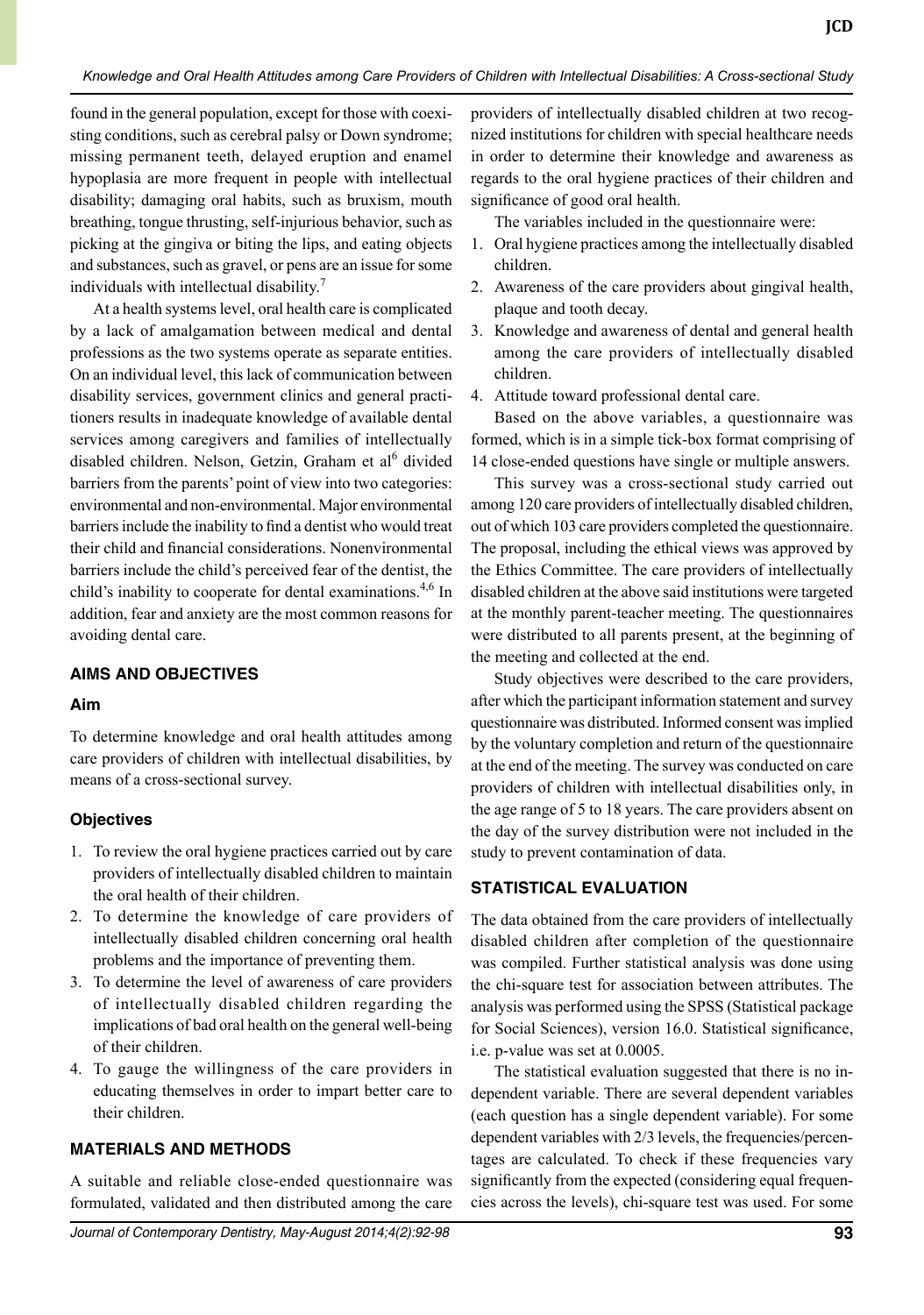found in the general population, except for those with coexisting conditions, such as cerebral palsy or Down syndrome; missing permanent teeth, delayed eruption and enamel hypoplasia are more frequent in people with intellectual disability; damaging oral habits, such as bruxism, mouth breathing, tongue thrusting, self-injurious behavior, such as picking at the gingiva or biting the lips, and eating objects and substances, such as gravel, or pens are an issue for some individuals with intellectual disability.[7]

At a health systems level, oral health care is complicated by a lack of amalgamation between medical and dental professions as the two systems operate as separate entities. On an individual level, this lack of communication between disability services, government clinics and general practitioners results in inadequate knowledge of available dental services among caregivers and families of intellectually disabled children. Nelson, Getzin, Graham et al[6] divided barriers from the parents' point of view into two categories: environmental and non-environmental. Major environmental barriers include the inability to find a dentist who would treat their child and financial considerations. Nonenvironmental barriers include the child's perceived fear of the dentist, the child's inability to cooperate for dental examinations.[4,6] In addition, fear and anxiety are the most common reasons for avoiding dental care.

## AIMS AND OBJECTIVES

### Aim

To determine knowledge and oral health attitudes among care providers of children with intellectual disabilities, by means of a cross-sectional survey.

### Objectives

1. To review the oral hygiene practices carried out by care providers of intellectually disabled children to maintain the oral health of their children.
2. To determine the knowledge of care providers of intellectually disabled children concerning oral health problems and the importance of preventing them.
3. To determine the level of awareness of care providers of intellectually disabled children regarding the implications of bad oral health on the general well-being of their children.
4. To gauge the willingness of the care providers in educating themselves in order to impart better care to their children.

## MATERIALS AND METHODS

A suitable and reliable close-ended questionnaire was formulated, validated and then distributed among the care providers of intellectually disabled children at two recognized institutions for children with special healthcare needs in order to determine their knowledge and awareness as regards to the oral hygiene practices of their children and significance of good oral health.

The variables included in the questionnaire were:

1. Oral hygiene practices among the intellectually disabled children.
2. Awareness of the care providers about gingival health, plaque and tooth decay.
3. Knowledge and awareness of dental and general health among the care providers of intellectually disabled children.
4. Attitude toward professional dental care.

Based on the above variables, a questionnaire was formed, which is in a simple tick-box format comprising of 14 close-ended questions have single or multiple answers.

This survey was a cross-sectional study carried out among 120 care providers of intellectually disabled children, out of which 103 care providers completed the questionnaire. The proposal, including the ethical views was approved by the Ethics Committee. The care providers of intellectually disabled children at the above said institutions were targeted at the monthly parent-teacher meeting. The questionnaires were distributed to all parents present, at the beginning of the meeting and collected at the end.

Study objectives were described to the care providers, after which the participant information statement and survey questionnaire was distributed. Informed consent was implied by the voluntary completion and return of the questionnaire at the end of the meeting. The survey was conducted on care providers of children with intellectual disabilities only, in the age range of 5 to 18 years. The care providers absent on the day of the survey distribution were not included in the study to prevent contamination of data.

## STATISTICAL EVALUATION

The data obtained from the care providers of intellectually disabled children after completion of the questionnaire was compiled. Further statistical analysis was done using the chi-square test for association between attributes. The analysis was performed using the SPSS (Statistical package for Social Sciences), version 16.0. Statistical significance, i.e. p-value was set at 0.0005.

The statistical evaluation suggested that there is no independent variable. There are several dependent variables (each question has a single dependent variable). For some dependent variables with 2/3 levels, the frequencies/percentages are calculated. To check if these frequencies vary significantly from the expected (considering equal frequencies across the levels), chi-square test was used. For some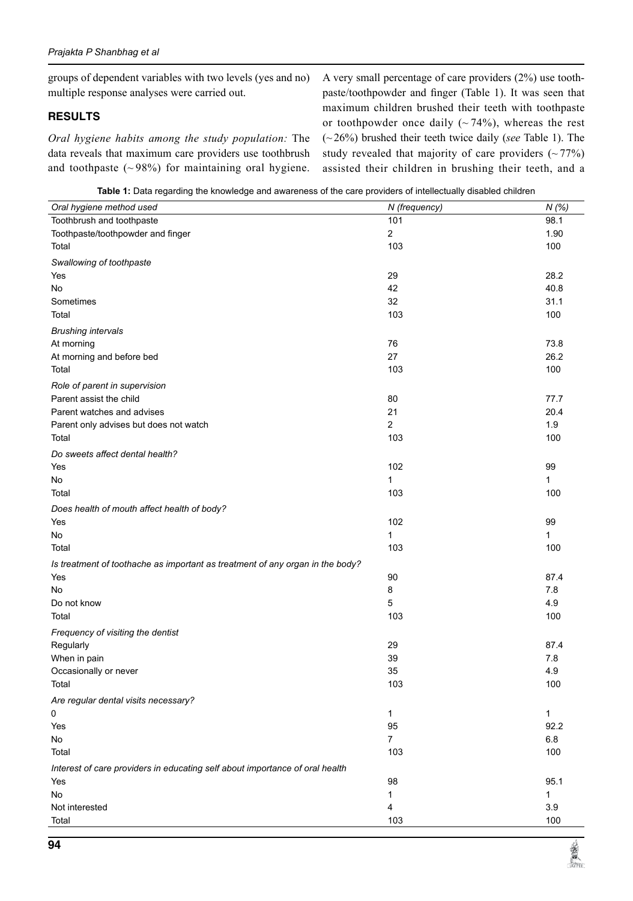groups of dependent variables with two levels (yes and no) multiple response analyses were carried out.

## RESULTS

*Oral hygiene habits among the study population:* The data reveals that maximum care providers use toothbrush and toothpaste (~98%) for maintaining oral hygiene. A very small percentage of care providers (2%) use toothpaste/toothpowder and finger (Table 1). It was seen that maximum children brushed their teeth with toothpaste or toothpowder once daily (~74%), whereas the rest (~26%) brushed their teeth twice daily (*see* Table 1). The study revealed that majority of care providers (~77%) assisted their children in brushing their teeth, and a

**Table 1:** Data regarding the knowledge and awareness of the care providers of intellectually disabled children

| *Oral hygiene method used* | *N (frequency)* | *N (%)* |
|---|---|---|
| Toothbrush and toothpaste | 101 | 98.1 |
| Toothpaste/toothpowder and finger | 2 | 1.90 |
| Total | 103 | 100 |
| *Swallowing of toothpaste* | | |
| Yes | 29 | 28.2 |
| No | 42 | 40.8 |
| Sometimes | 32 | 31.1 |
| Total | 103 | 100 |
| *Brushing intervals* | | |
| At morning | 76 | 73.8 |
| At morning and before bed | 27 | 26.2 |
| Total | 103 | 100 |
| *Role of parent in supervision* | | |
| Parent assist the child | 80 | 77.7 |
| Parent watches and advises | 21 | 20.4 |
| Parent only advises but does not watch | 2 | 1.9 |
| Total | 103 | 100 |
| *Do sweets affect dental health?* | | |
| Yes | 102 | 99 |
| No | 1 | 1 |
| Total | 103 | 100 |
| *Does health of mouth affect health of body?* | | |
| Yes | 102 | 99 |
| No | 1 | 1 |
| Total | 103 | 100 |
| *Is treatment of toothache as important as treatment of any organ in the body?* | | |
| Yes | 90 | 87.4 |
| No | 8 | 7.8 |
| Do not know | 5 | 4.9 |
| Total | 103 | 100 |
| *Frequency of visiting the dentist* | | |
| Regularly | 29 | 87.4 |
| When in pain | 39 | 7.8 |
| Occasionally or never | 35 | 4.9 |
| Total | 103 | 100 |
| *Are regular dental visits necessary?* | | |
| 0 | 1 | 1 |
| Yes | 95 | 92.2 |
| No | 7 | 6.8 |
| Total | 103 | 100 |
| *Interest of care providers in educating self about importance of oral health* | | |
| Yes | 98 | 95.1 |
| No | 1 | 1 |
| Not interested | 4 | 3.9 |
| Total | 103 | 100 |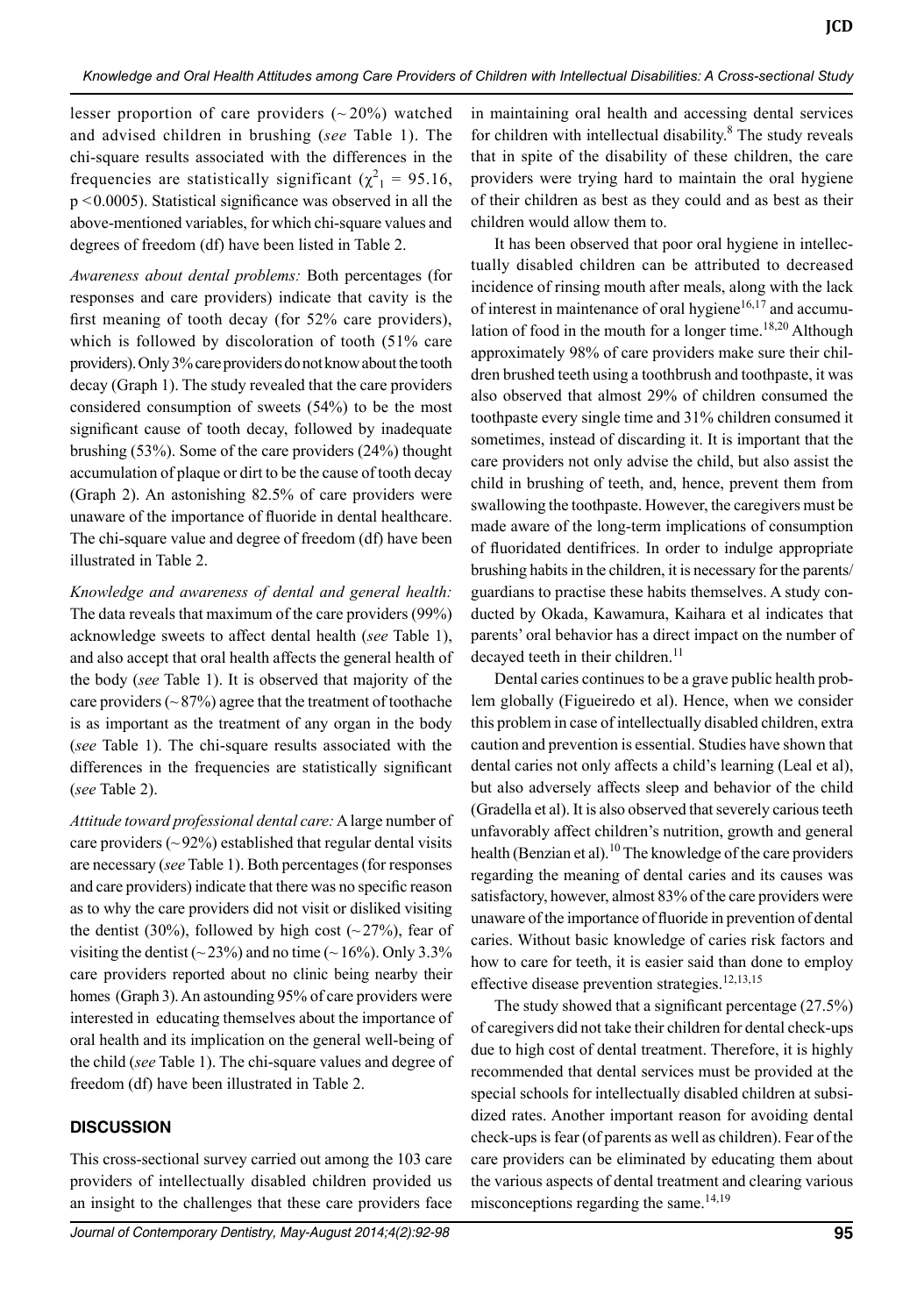lesser proportion of care providers (~20%) watched and advised children in brushing (*see* Table 1). The chi-square results associated with the differences in the frequencies are statistically significant ($\chi^2_1 = 95.16$, $p < 0.0005$). Statistical significance was observed in all the above-mentioned variables, for which chi-square values and degrees of freedom (df) have been listed in Table 2.

*Awareness about dental problems:* Both percentages (for responses and care providers) indicate that cavity is the first meaning of tooth decay (for 52% care providers), which is followed by discoloration of tooth (51% care providers). Only 3% care providers do not know about the tooth decay (Graph 1). The study revealed that the care providers considered consumption of sweets (54%) to be the most significant cause of tooth decay, followed by inadequate brushing (53%). Some of the care providers (24%) thought accumulation of plaque or dirt to be the cause of tooth decay (Graph 2). An astonishing 82.5% of care providers were unaware of the importance of fluoride in dental healthcare. The chi-square value and degree of freedom (df) have been illustrated in Table 2.

*Knowledge and awareness of dental and general health:* The data reveals that maximum of the care providers (99%) acknowledge sweets to affect dental health (*see* Table 1), and also accept that oral health affects the general health of the body (*see* Table 1). It is observed that majority of the care providers (~87%) agree that the treatment of toothache is as important as the treatment of any organ in the body (*see* Table 1). The chi-square results associated with the differences in the frequencies are statistically significant (*see* Table 2).

*Attitude toward professional dental care:* A large number of care providers (~92%) established that regular dental visits are necessary (*see* Table 1). Both percentages (for responses and care providers) indicate that there was no specific reason as to why the care providers did not visit or disliked visiting the dentist (30%), followed by high cost (~27%), fear of visiting the dentist (~23%) and no time (~16%). Only 3.3% care providers reported about no clinic being nearby their homes (Graph 3). An astounding 95% of care providers were interested in educating themselves about the importance of oral health and its implication on the general well-being of the child (*see* Table 1). The chi-square values and degree of freedom (df) have been illustrated in Table 2.

## DISCUSSION

This cross-sectional survey carried out among the 103 care providers of intellectually disabled children provided us an insight to the challenges that these care providers face in maintaining oral health and accessing dental services for children with intellectual disability.[8] The study reveals that in spite of the disability of these children, the care providers were trying hard to maintain the oral hygiene of their children as best as they could and as best as their children would allow them to.

It has been observed that poor oral hygiene in intellectually disabled children can be attributed to decreased incidence of rinsing mouth after meals, along with the lack of interest in maintenance of oral hygiene[16,17] and accumulation of food in the mouth for a longer time.[18,20] Although approximately 98% of care providers make sure their children brushed teeth using a toothbrush and toothpaste, it was also observed that almost 29% of children consumed the toothpaste every single time and 31% children consumed it sometimes, instead of discarding it. It is important that the care providers not only advise the child, but also assist the child in brushing of teeth, and, hence, prevent them from swallowing the toothpaste. However, the caregivers must be made aware of the long-term implications of consumption of fluoridated dentifrices. In order to indulge appropriate brushing habits in the children, it is necessary for the parents/guardians to practise these habits themselves. A study conducted by Okada, Kawamura, Kaihara et al indicates that parents' oral behavior has a direct impact on the number of decayed teeth in their children.[11]

Dental caries continues to be a grave public health problem globally (Figueiredo et al). Hence, when we consider this problem in case of intellectually disabled children, extra caution and prevention is essential. Studies have shown that dental caries not only affects a child's learning (Leal et al), but also adversely affects sleep and behavior of the child (Gradella et al). It is also observed that severely carious teeth unfavorably affect children's nutrition, growth and general health (Benzian et al).[10] The knowledge of the care providers regarding the meaning of dental caries and its causes was satisfactory, however, almost 83% of the care providers were unaware of the importance of fluoride in prevention of dental caries. Without basic knowledge of caries risk factors and how to care for teeth, it is easier said than done to employ effective disease prevention strategies.[12,13,15]

The study showed that a significant percentage (27.5%) of caregivers did not take their children for dental check-ups due to high cost of dental treatment. Therefore, it is highly recommended that dental services must be provided at the special schools for intellectually disabled children at subsidized rates. Another important reason for avoiding dental check-ups is fear (of parents as well as children). Fear of the care providers can be eliminated by educating them about the various aspects of dental treatment and clearing various misconceptions regarding the same.[14,19]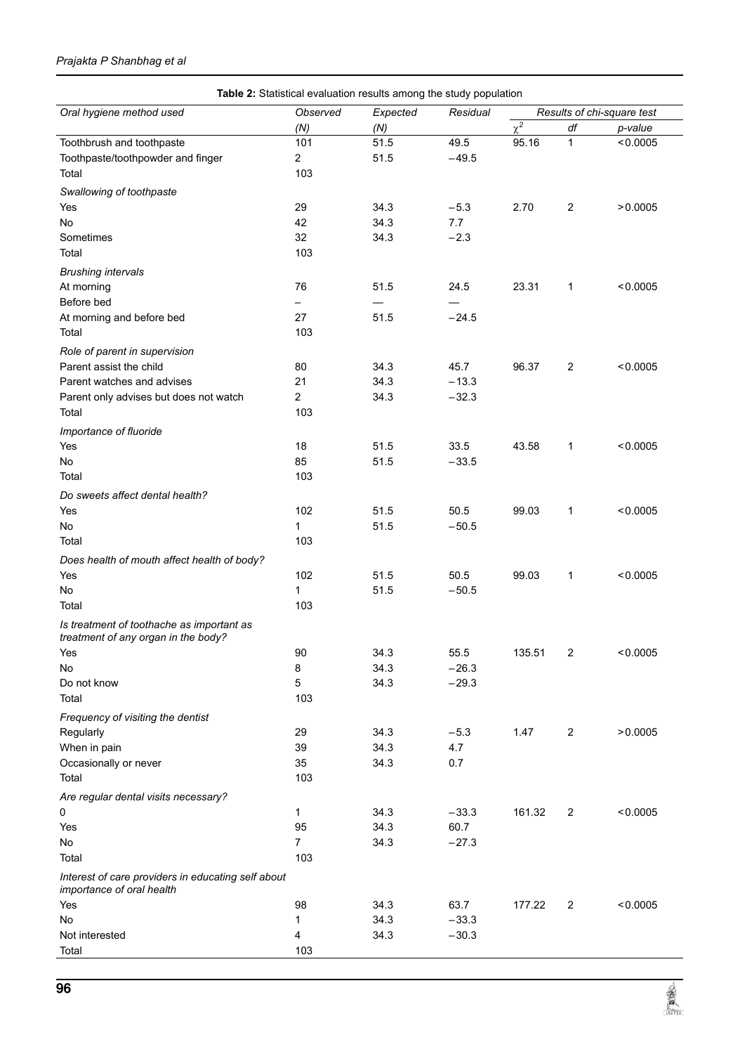**Table 2:** Statistical evaluation results among the study population

| *Oral hygiene method used* | *Observed (N)* | *Expected (N)* | *Residual* | *Results of chi-square test* | | |
|---|---|---|---|---|---|---|
| | | | | $\chi^2$ | *df* | *p-value* |
| Toothbrush and toothpaste | 101 | 51.5 | 49.5 | 95.16 | 1 | <0.0005 |
| Toothpaste/toothpowder and finger | 2 | 51.5 | −49.5 | | | |
| Total | 103 | | | | | |
| *Swallowing of toothpaste* | | | | | | |
| Yes | 29 | 34.3 | −5.3 | 2.70 | 2 | >0.0005 |
| No | 42 | 34.3 | 7.7 | | | |
| Sometimes | 32 | 34.3 | −2.3 | | | |
| Total | 103 | | | | | |
| *Brushing intervals* | | | | | | |
| At morning | 76 | 51.5 | 24.5 | 23.31 | 1 | <0.0005 |
| Before bed | – | — | — | | | |
| At morning and before bed | 27 | 51.5 | −24.5 | | | |
| Total | 103 | | | | | |
| *Role of parent in supervision* | | | | | | |
| Parent assist the child | 80 | 34.3 | 45.7 | 96.37 | 2 | <0.0005 |
| Parent watches and advises | 21 | 34.3 | −13.3 | | | |
| Parent only advises but does not watch | 2 | 34.3 | −32.3 | | | |
| Total | 103 | | | | | |
| *Importance of fluoride* | | | | | | |
| Yes | 18 | 51.5 | 33.5 | 43.58 | 1 | <0.0005 |
| No | 85 | 51.5 | −33.5 | | | |
| Total | 103 | | | | | |
| *Do sweets affect dental health?* | | | | | | |
| Yes | 102 | 51.5 | 50.5 | 99.03 | 1 | <0.0005 |
| No | 1 | 51.5 | −50.5 | | | |
| Total | 103 | | | | | |
| *Does health of mouth affect health of body?* | | | | | | |
| Yes | 102 | 51.5 | 50.5 | 99.03 | 1 | <0.0005 |
| No | 1 | 51.5 | −50.5 | | | |
| Total | 103 | | | | | |
| *Is treatment of toothache as important as treatment of any organ in the body?* | | | | | | |
| Yes | 90 | 34.3 | 55.5 | 135.51 | 2 | <0.0005 |
| No | 8 | 34.3 | −26.3 | | | |
| Do not know | 5 | 34.3 | −29.3 | | | |
| Total | 103 | | | | | |
| *Frequency of visiting the dentist* | | | | | | |
| Regularly | 29 | 34.3 | −5.3 | 1.47 | 2 | >0.0005 |
| When in pain | 39 | 34.3 | 4.7 | | | |
| Occasionally or never | 35 | 34.3 | 0.7 | | | |
| Total | 103 | | | | | |
| *Are regular dental visits necessary?* | | | | | | |
| 0 | 1 | 34.3 | −33.3 | 161.32 | 2 | <0.0005 |
| Yes | 95 | 34.3 | 60.7 | | | |
| No | 7 | 34.3 | −27.3 | | | |
| Total | 103 | | | | | |
| *Interest of care providers in educating self about importance of oral health* | | | | | | |
| Yes | 98 | 34.3 | 63.7 | 177.22 | 2 | <0.0005 |
| No | 1 | 34.3 | −33.3 | | | |
| Not interested | 4 | 34.3 | −30.3 | | | |
| Total | 103 | | | | | |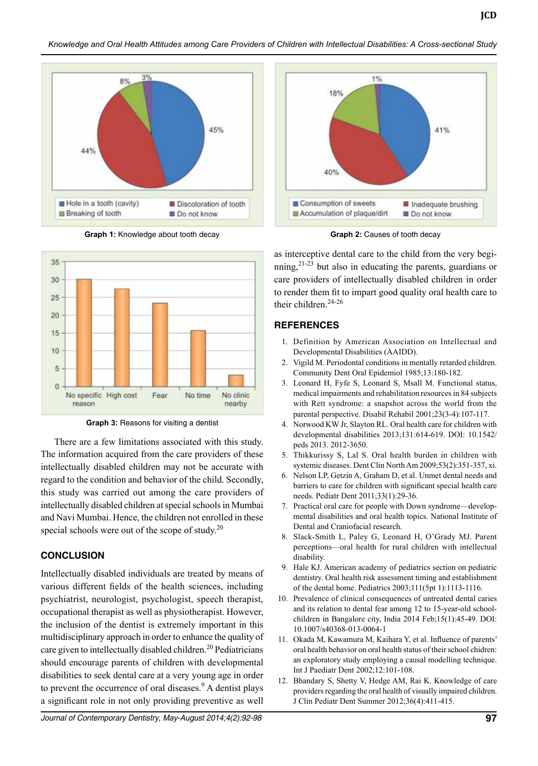Graph 1: Knowledge about tooth decay

Graph 2: Causes of tooth decay

Graph 3: Reasons for visiting a dentist

There are a few limitations associated with this study. The information acquired from the care providers of these intellectually disabled children may not be accurate with regard to the condition and behavior of the child. Secondly, this study was carried out among the care providers of intellectually disabled children at special schools in Mumbai and Navi Mumbai. Hence, the children not enrolled in these special schools were out of the scope of study.[20]

## CONCLUSION

Intellectually disabled individuals are treated by means of various different fields of the health sciences, including psychiatrist, neurologist, psychologist, speech therapist, occupational therapist as well as physiotherapist. However, the inclusion of the dentist is extremely important in this multidisciplinary approach in order to enhance the quality of care given to intellectually disabled children.[20] Pediatricians should encourage parents of children with developmental disabilities to seek dental care at a very young age in order to prevent the occurrence of oral diseases.[9] A dentist plays a significant role in not only providing preventive as well as interceptive dental care to the child from the very beginning,[21-23] but also in educating the parents, guardians or care providers of intellectually disabled children in order to render them fit to impart good quality oral health care to their children.[24-26]

## REFERENCES

1. Definition by American Association on Intellectual and Developmental Disabilities (AAIDD).
2. Vigild M. Periodontal conditions in mentally retarded children. Community Dent Oral Epidemiol 1985;13:180-182.
3. Leonard H, Fyfe S, Leonard S, Msall M. Functional status, medical impairments and rehabilitation resources in 84 subjects with Rett syndrome: a snapshot across the world from the parental perspective. Disabil Rehabil 2001;23(3-4):107-117.
4. Norwood KW Jr, Slayton RL. Oral health care for children with developmental disabilities 2013;131:614-619. DOI: 10.1542/peds 2013. 2012-3650.
5. Thikkurissy S, Lal S. Oral health burden in children with systemic diseases. Dent Clin North Am 2009;53(2):351-357, xi.
6. Nelson LP, Getzin A, Graham D, et al. Unmet dental needs and barriers to care for children with significant special health care needs. Pediatr Dent 2011;33(1):29-36.
7. Practical oral care for people with Down syndrome—developmental disabilities and oral health topics. National Institute of Dental and Craniofacial research.
8. Slack-Smith L, Paley G, Leonard H, O'Grady MJ. Parent perceptions—oral health for rural children with intellectual disability.
9. Hale KJ. American academy of pediatrics section on pediatric dentistry. Oral health risk assessment timing and establishment of the dental home. Pediatrics 2003;111(5pt 1):1113-1116.
10. Prevalence of clinical consequences of untreated dental caries and its relation to dental fear among 12 to 15-year-old schoolchildren in Bangalore city, India 2014 Feb;15(1):45-49. DOI: 10.1007/s40368-013-0064-1
11. Okada M, Kawamura M, Kaihara Y, et al. Influence of parents' oral health behavior on oral health status of their school chidren: an exploratory study employing a causal modelling technique. Int J Paediatr Dent 2002;12:101-108.
12. Bhandary S, Shetty V, Hedge AM, Rai K. Knowledge of care providers regarding the oral health of visually impaired children. J Clin Pediatr Dent Summer 2012;36(4):411-415.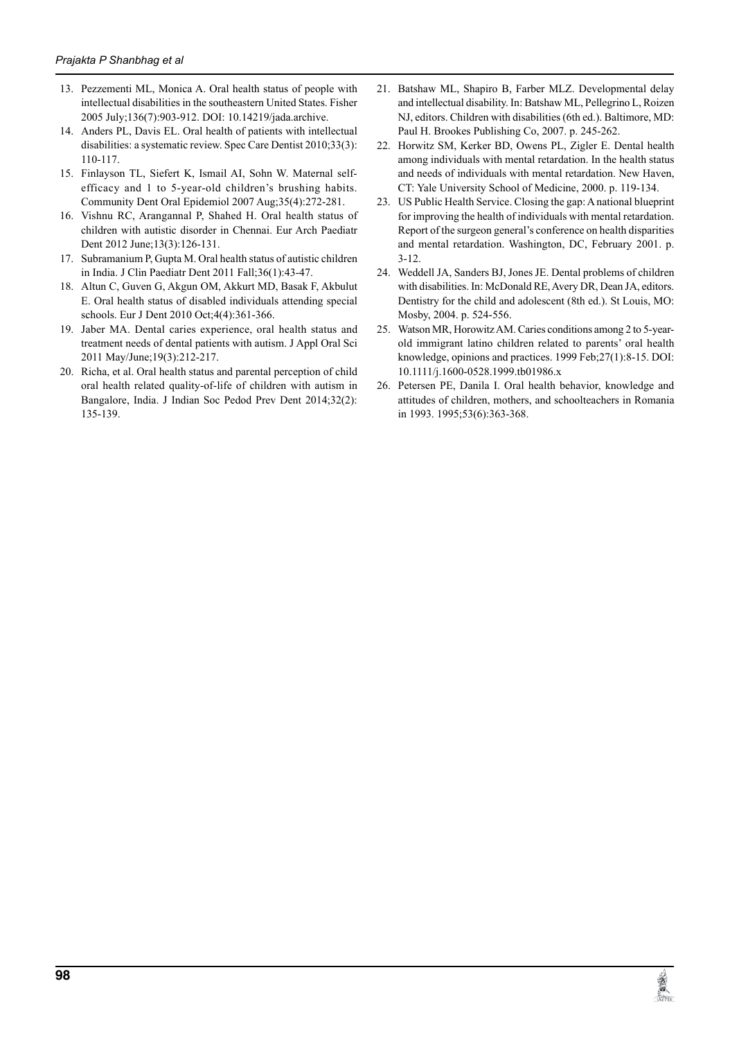13. Pezzementi ML, Monica A. Oral health status of people with intellectual disabilities in the southeastern United States. Fisher 2005 July;136(7):903-912. DOI: 10.14219/jada.archive.
14. Anders PL, Davis EL. Oral health of patients with intellectual disabilities: a systematic review. Spec Care Dentist 2010;33(3): 110-117.
15. Finlayson TL, Siefert K, Ismail AI, Sohn W. Maternal self-efficacy and 1 to 5-year-old children's brushing habits. Community Dent Oral Epidemiol 2007 Aug;35(4):272-281.
16. Vishnu RC, Arangannal P, Shahed H. Oral health status of children with autistic disorder in Chennai. Eur Arch Paediatr Dent 2012 June;13(3):126-131.
17. Subramanium P, Gupta M. Oral health status of autistic children in India. J Clin Paediatr Dent 2011 Fall;36(1):43-47.
18. Altun C, Guven G, Akgun OM, Akkurt MD, Basak F, Akbulut E. Oral health status of disabled individuals attending special schools. Eur J Dent 2010 Oct;4(4):361-366.
19. Jaber MA. Dental caries experience, oral health status and treatment needs of dental patients with autism. J Appl Oral Sci 2011 May/June;19(3):212-217.
20. Richa, et al. Oral health status and parental perception of child oral health related quality-of-life of children with autism in Bangalore, India. J Indian Soc Pedod Prev Dent 2014;32(2): 135-139.
21. Batshaw ML, Shapiro B, Farber MLZ. Developmental delay and intellectual disability. In: Batshaw ML, Pellegrino L, Roizen NJ, editors. Children with disabilities (6th ed.). Baltimore, MD: Paul H. Brookes Publishing Co, 2007. p. 245-262.
22. Horwitz SM, Kerker BD, Owens PL, Zigler E. Dental health among individuals with mental retardation. In the health status and needs of individuals with mental retardation. New Haven, CT: Yale University School of Medicine, 2000. p. 119-134.
23. US Public Health Service. Closing the gap: A national blueprint for improving the health of individuals with mental retardation. Report of the surgeon general's conference on health disparities and mental retardation. Washington, DC, February 2001. p. 3-12.
24. Weddell JA, Sanders BJ, Jones JE. Dental problems of children with disabilities. In: McDonald RE, Avery DR, Dean JA, editors. Dentistry for the child and adolescent (8th ed.). St Louis, MO: Mosby, 2004. p. 524-556.
25. Watson MR, Horowitz AM. Caries conditions among 2 to 5-year-old immigrant latino children related to parents' oral health knowledge, opinions and practices. 1999 Feb;27(1):8-15. DOI: 10.1111/j.1600-0528.1999.tb01986.x
26. Petersen PE, Danila I. Oral health behavior, knowledge and attitudes of children, mothers, and schoolteachers in Romania in 1993. 1995;53(6):363-368.